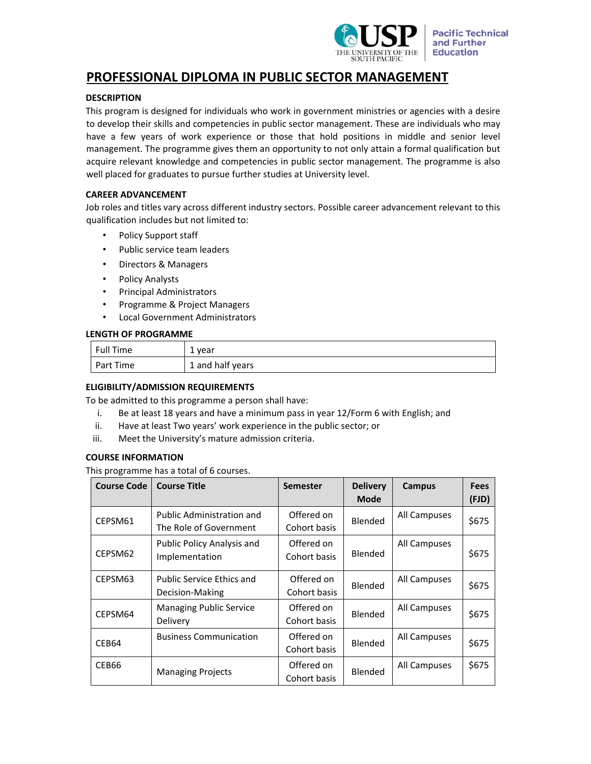# PROFESSIONAL DIPLOMA IN PUBLIC SECTOR MANAGEMENT

### DESCRIPTION

This program is designed for individuals who work in government ministries or agencies with a desire to develop their skills and competencies in public sector management. These are individuals who may have a few years of work experience or those that hold positions in middle and senior level management. The programme gives them an opportunity to not only attain a formal qualification but acquire relevant knowledge and competencies in public sector management. The programme is also well placed for graduates to pursue further studies at University level.

### CAREER ADVANCEMENT

Job roles and titles vary across different industry sectors. Possible career advancement relevant to this qualification includes but not limited to:

- Policy Support staff
- Public service team leaders
- Directors & Managers
- Policy Analysts
- Principal Administrators
- Programme & Project Managers
- Local Government Administrators

### LENGTH OF PROGRAMME

| | |
|---|---|
| Full Time | 1 year |
| Part Time | 1 and half years |

### ELIGIBILITY/ADMISSION REQUIREMENTS

To be admitted to this programme a person shall have:

i. Be at least 18 years and have a minimum pass in year 12/Form 6 with English; and
ii. Have at least Two years' work experience in the public sector; or
iii. Meet the University's mature admission criteria.

### COURSE INFORMATION

This programme has a total of 6 courses.

| Course Code | Course Title | Semester | Delivery Mode | Campus | Fees (FJD) |
|---|---|---|---|---|---|
| CEPSM61 | Public Administration and The Role of Government | Offered on Cohort basis | Blended | All Campuses | $675 |
| CEPSM62 | Public Policy Analysis and Implementation | Offered on Cohort basis | Blended | All Campuses | $675 |
| CEPSM63 | Public Service Ethics and Decision-Making | Offered on Cohort basis | Blended | All Campuses | $675 |
| CEPSM64 | Managing Public Service Delivery | Offered on Cohort basis | Blended | All Campuses | $675 |
| CEB64 | Business Communication | Offered on Cohort basis | Blended | All Campuses | $675 |
| CEB66 | Managing Projects | Offered on Cohort basis | Blended | All Campuses | $675 |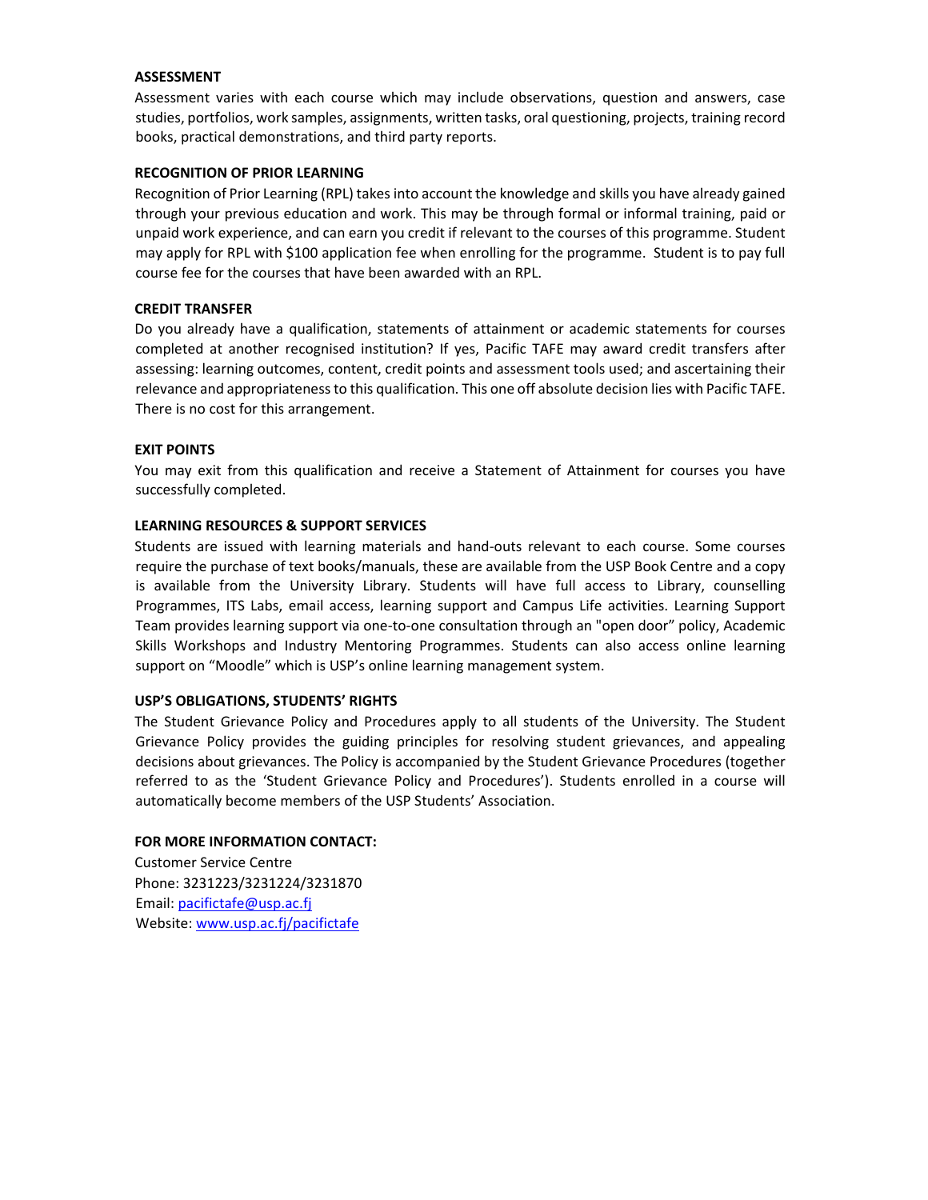## ASSESSMENT

Assessment varies with each course which may include observations, question and answers, case studies, portfolios, work samples, assignments, written tasks, oral questioning, projects, training record books, practical demonstrations, and third party reports.

## RECOGNITION OF PRIOR LEARNING

Recognition of Prior Learning (RPL) takes into account the knowledge and skills you have already gained through your previous education and work. This may be through formal or informal training, paid or unpaid work experience, and can earn you credit if relevant to the courses of this programme. Student may apply for RPL with $100 application fee when enrolling for the programme. Student is to pay full course fee for the courses that have been awarded with an RPL.

## CREDIT TRANSFER

Do you already have a qualification, statements of attainment or academic statements for courses completed at another recognised institution? If yes, Pacific TAFE may award credit transfers after assessing: learning outcomes, content, credit points and assessment tools used; and ascertaining their relevance and appropriateness to this qualification. This one off absolute decision lies with Pacific TAFE. There is no cost for this arrangement.

## EXIT POINTS

You may exit from this qualification and receive a Statement of Attainment for courses you have successfully completed.

## LEARNING RESOURCES & SUPPORT SERVICES

Students are issued with learning materials and hand-outs relevant to each course. Some courses require the purchase of text books/manuals, these are available from the USP Book Centre and a copy is available from the University Library. Students will have full access to Library, counselling Programmes, ITS Labs, email access, learning support and Campus Life activities. Learning Support Team provides learning support via one-to-one consultation through an "open door" policy, Academic Skills Workshops and Industry Mentoring Programmes. Students can also access online learning support on "Moodle" which is USP's online learning management system.

## USP'S OBLIGATIONS, STUDENTS' RIGHTS

The Student Grievance Policy and Procedures apply to all students of the University. The Student Grievance Policy provides the guiding principles for resolving student grievances, and appealing decisions about grievances. The Policy is accompanied by the Student Grievance Procedures (together referred to as the 'Student Grievance Policy and Procedures'). Students enrolled in a course will automatically become members of the USP Students' Association.

## FOR MORE INFORMATION CONTACT:

Customer Service Centre
Phone: 3231223/3231224/3231870
Email: pacifictafe@usp.ac.fj
Website: www.usp.ac.fj/pacifictafe